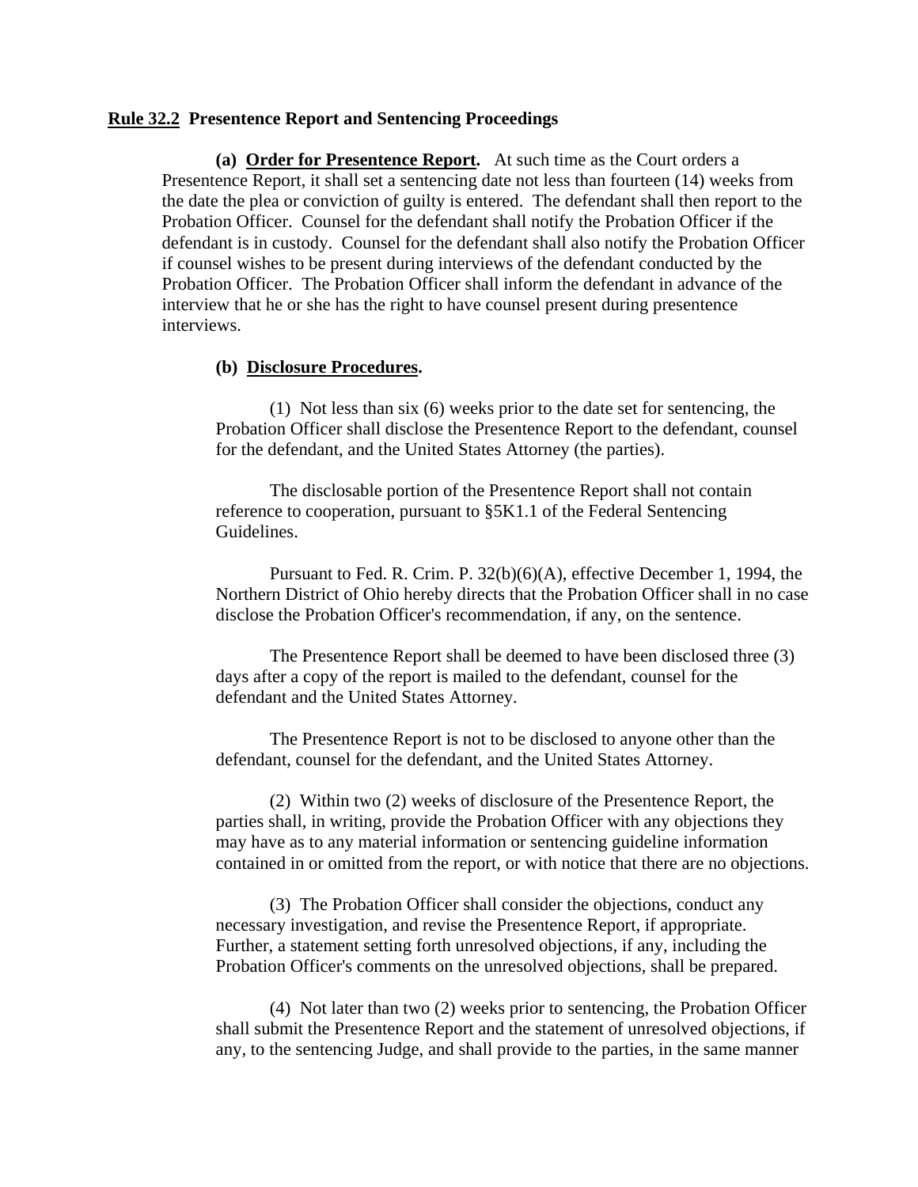**<u>Rule 32.2</u> Presentence Report and Sentencing Proceedings**

**(a) <u>Order for Presentence Report</u>.** At such time as the Court orders a Presentence Report, it shall set a sentencing date not less than fourteen (14) weeks from the date the plea or conviction of guilty is entered. The defendant shall then report to the Probation Officer. Counsel for the defendant shall notify the Probation Officer if the defendant is in custody. Counsel for the defendant shall also notify the Probation Officer if counsel wishes to be present during interviews of the defendant conducted by the Probation Officer. The Probation Officer shall inform the defendant in advance of the interview that he or she has the right to have counsel present during presentence interviews.

**(b) <u>Disclosure Procedures</u>.**

(1) Not less than six (6) weeks prior to the date set for sentencing, the Probation Officer shall disclose the Presentence Report to the defendant, counsel for the defendant, and the United States Attorney (the parties).

The disclosable portion of the Presentence Report shall not contain reference to cooperation, pursuant to §5K1.1 of the Federal Sentencing Guidelines.

Pursuant to Fed. R. Crim. P. 32(b)(6)(A), effective December 1, 1994, the Northern District of Ohio hereby directs that the Probation Officer shall in no case disclose the Probation Officer's recommendation, if any, on the sentence.

The Presentence Report shall be deemed to have been disclosed three (3) days after a copy of the report is mailed to the defendant, counsel for the defendant and the United States Attorney.

The Presentence Report is not to be disclosed to anyone other than the defendant, counsel for the defendant, and the United States Attorney.

(2) Within two (2) weeks of disclosure of the Presentence Report, the parties shall, in writing, provide the Probation Officer with any objections they may have as to any material information or sentencing guideline information contained in or omitted from the report, or with notice that there are no objections.

(3) The Probation Officer shall consider the objections, conduct any necessary investigation, and revise the Presentence Report, if appropriate. Further, a statement setting forth unresolved objections, if any, including the Probation Officer's comments on the unresolved objections, shall be prepared.

(4) Not later than two (2) weeks prior to sentencing, the Probation Officer shall submit the Presentence Report and the statement of unresolved objections, if any, to the sentencing Judge, and shall provide to the parties, in the same manner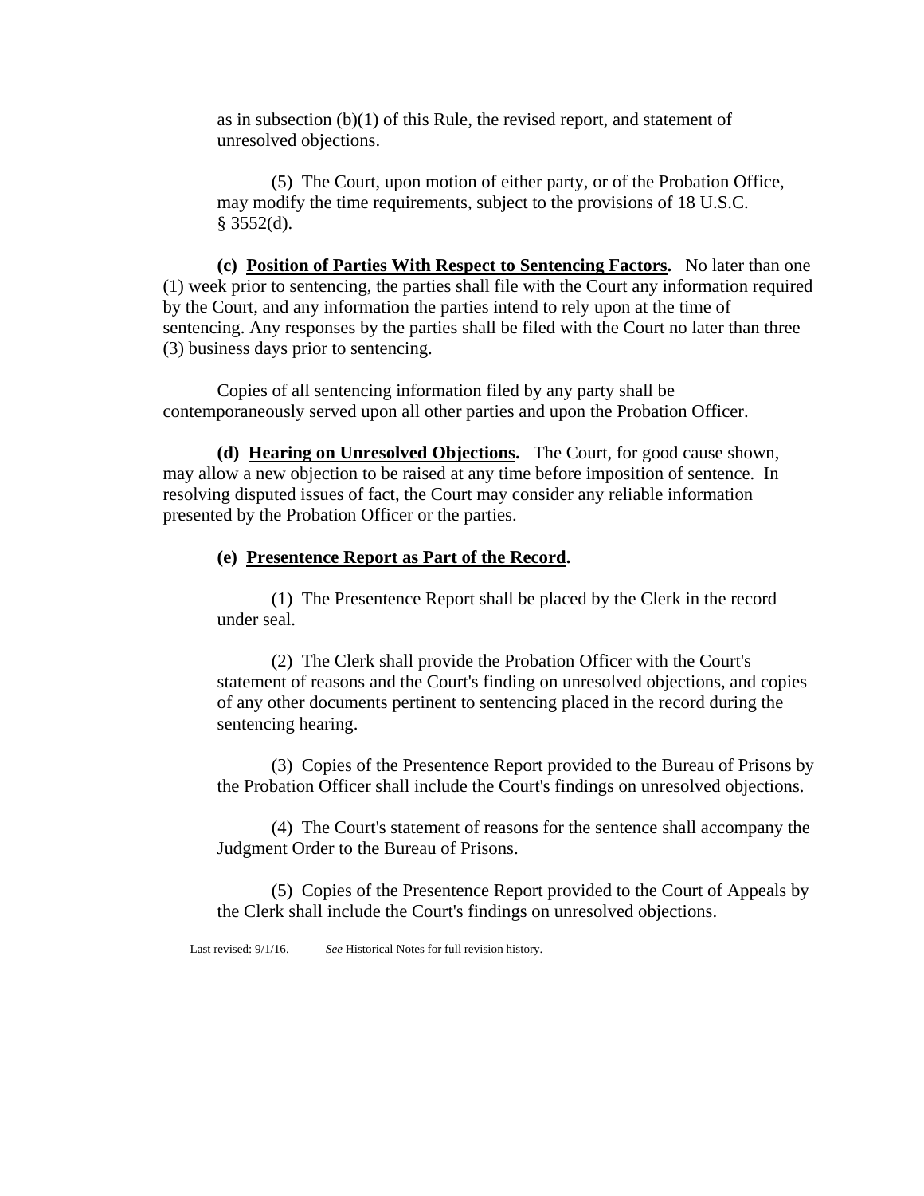as in subsection (b)(1) of this Rule, the revised report, and statement of unresolved objections.

(5) The Court, upon motion of either party, or of the Probation Office, may modify the time requirements, subject to the provisions of 18 U.S.C. § 3552(d).

**(c) Position of Parties With Respect to Sentencing Factors.** No later than one (1) week prior to sentencing, the parties shall file with the Court any information required by the Court, and any information the parties intend to rely upon at the time of sentencing. Any responses by the parties shall be filed with the Court no later than three (3) business days prior to sentencing.

Copies of all sentencing information filed by any party shall be contemporaneously served upon all other parties and upon the Probation Officer.

**(d) Hearing on Unresolved Objections.** The Court, for good cause shown, may allow a new objection to be raised at any time before imposition of sentence. In resolving disputed issues of fact, the Court may consider any reliable information presented by the Probation Officer or the parties.

**(e) Presentence Report as Part of the Record.**

(1) The Presentence Report shall be placed by the Clerk in the record under seal.

(2) The Clerk shall provide the Probation Officer with the Court's statement of reasons and the Court's finding on unresolved objections, and copies of any other documents pertinent to sentencing placed in the record during the sentencing hearing.

(3) Copies of the Presentence Report provided to the Bureau of Prisons by the Probation Officer shall include the Court's findings on unresolved objections.

(4) The Court's statement of reasons for the sentence shall accompany the Judgment Order to the Bureau of Prisons.

(5) Copies of the Presentence Report provided to the Court of Appeals by the Clerk shall include the Court's findings on unresolved objections.

Last revised: 9/1/16. *See* Historical Notes for full revision history.